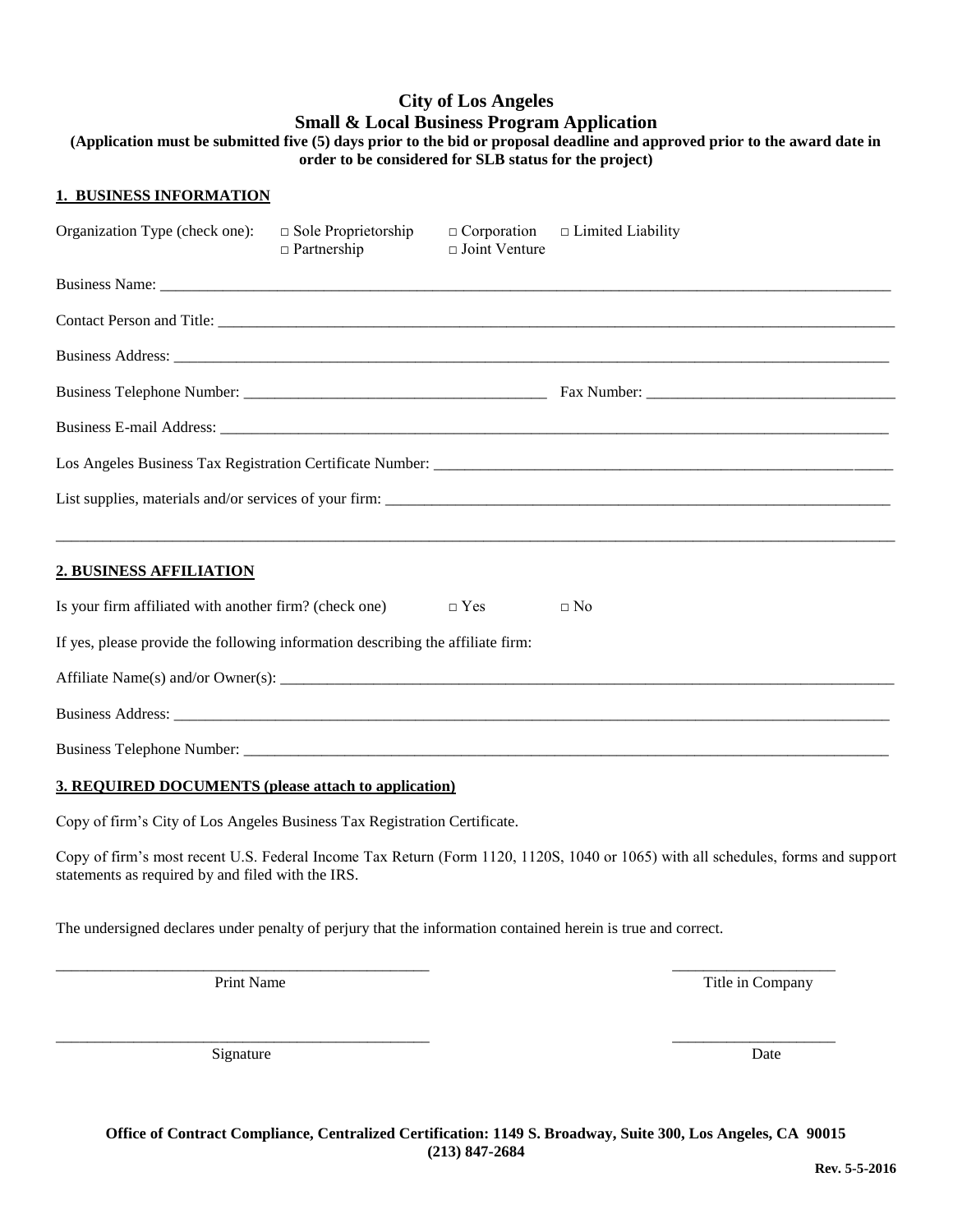# City of Los Angeles
## Small & Local Business Program Application

**(Application must be submitted five (5) days prior to the bid or proposal deadline and approved prior to the award date in order to be considered for SLB status for the project)**

### 1. BUSINESS INFORMATION

Organization Type (check one): □ Sole Proprietorship □ Corporation □ Limited Liability □ Partnership □ Joint Venture

Business Name: ______________________________________________________________________________

Contact Person and Title: ______________________________________________________________________

Business Address: ___________________________________________________________________________

Business Telephone Number: ________________________________ Fax Number: ___________________________

Business E-mail Address: _______________________________________________________________________

Los Angeles Business Tax Registration Certificate Number: _________________________________________

List supplies, materials and/or services of your firm: _____________________________________________

______________________________________________________________________________________________

### 2. BUSINESS AFFILIATION

Is your firm affiliated with another firm? (check one) □ Yes □ No

If yes, please provide the following information describing the affiliate firm:

Affiliate Name(s) and/or Owner(s): _____________________________________________________________

Business Address: ___________________________________________________________________________

Business Telephone Number: ___________________________________________________________________

### 3. REQUIRED DOCUMENTS (please attach to application)

Copy of firm's City of Los Angeles Business Tax Registration Certificate.

Copy of firm's most recent U.S. Federal Income Tax Return (Form 1120, 1120S, 1040 or 1065) with all schedules, forms and support statements as required by and filed with the IRS.

The undersigned declares under penalty of perjury that the information contained herein is true and correct.

_________________________________________ Print Name

____________________ Title in Company

_________________________________________ Signature

____________________ Date

**Office of Contract Compliance, Centralized Certification: 1149 S. Broadway, Suite 300, Los Angeles, CA 90015 (213) 847-2684**

**Rev. 5-5-2016**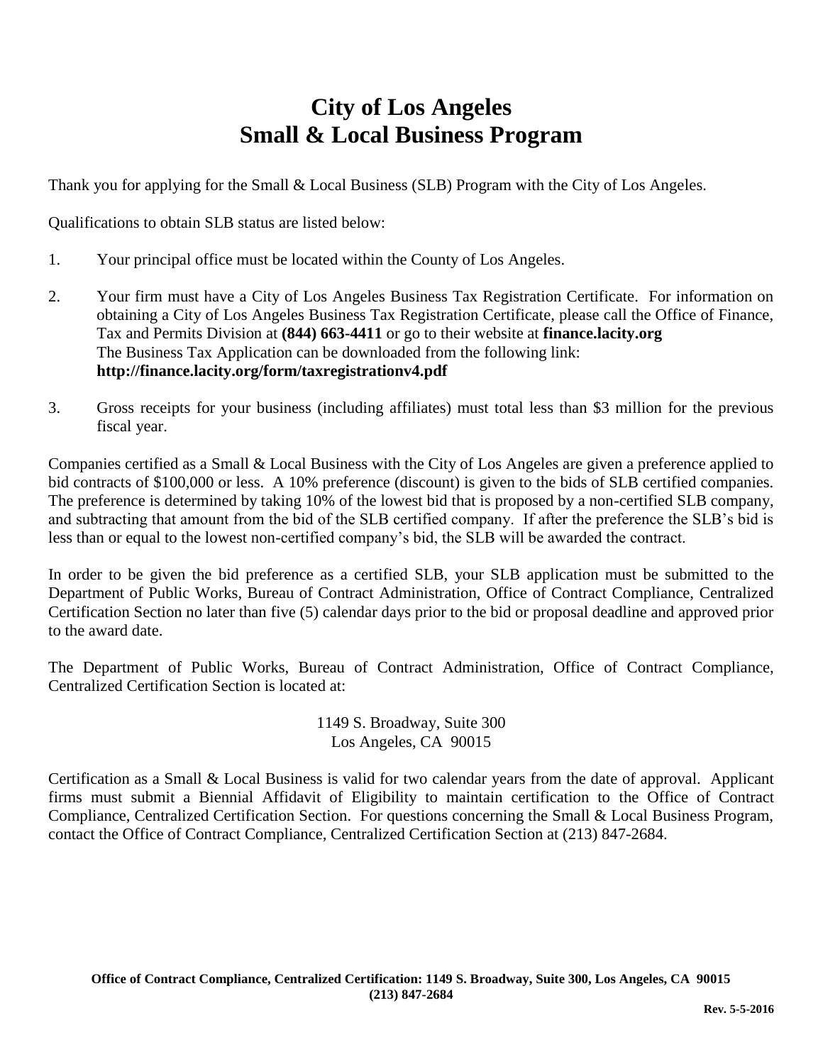# City of Los Angeles
# Small & Local Business Program

Thank you for applying for the Small & Local Business (SLB) Program with the City of Los Angeles.

Qualifications to obtain SLB status are listed below:

1. Your principal office must be located within the County of Los Angeles.

2. Your firm must have a City of Los Angeles Business Tax Registration Certificate. For information on obtaining a City of Los Angeles Business Tax Registration Certificate, please call the Office of Finance, Tax and Permits Division at **(844) 663-4411** or go to their website at **finance.lacity.org**
   The Business Tax Application can be downloaded from the following link:
   **http://finance.lacity.org/form/taxregistrationv4.pdf**

3. Gross receipts for your business (including affiliates) must total less than $3 million for the previous fiscal year.

Companies certified as a Small & Local Business with the City of Los Angeles are given a preference applied to bid contracts of $100,000 or less. A 10% preference (discount) is given to the bids of SLB certified companies. The preference is determined by taking 10% of the lowest bid that is proposed by a non-certified SLB company, and subtracting that amount from the bid of the SLB certified company. If after the preference the SLB's bid is less than or equal to the lowest non-certified company's bid, the SLB will be awarded the contract.

In order to be given the bid preference as a certified SLB, your SLB application must be submitted to the Department of Public Works, Bureau of Contract Administration, Office of Contract Compliance, Centralized Certification Section no later than five (5) calendar days prior to the bid or proposal deadline and approved prior to the award date.

The Department of Public Works, Bureau of Contract Administration, Office of Contract Compliance, Centralized Certification Section is located at:

1149 S. Broadway, Suite 300
Los Angeles, CA 90015

Certification as a Small & Local Business is valid for two calendar years from the date of approval. Applicant firms must submit a Biennial Affidavit of Eligibility to maintain certification to the Office of Contract Compliance, Centralized Certification Section. For questions concerning the Small & Local Business Program, contact the Office of Contract Compliance, Centralized Certification Section at (213) 847-2684.

**Office of Contract Compliance, Centralized Certification: 1149 S. Broadway, Suite 300, Los Angeles, CA 90015 (213) 847-2684**

**Rev. 5-5-2016**